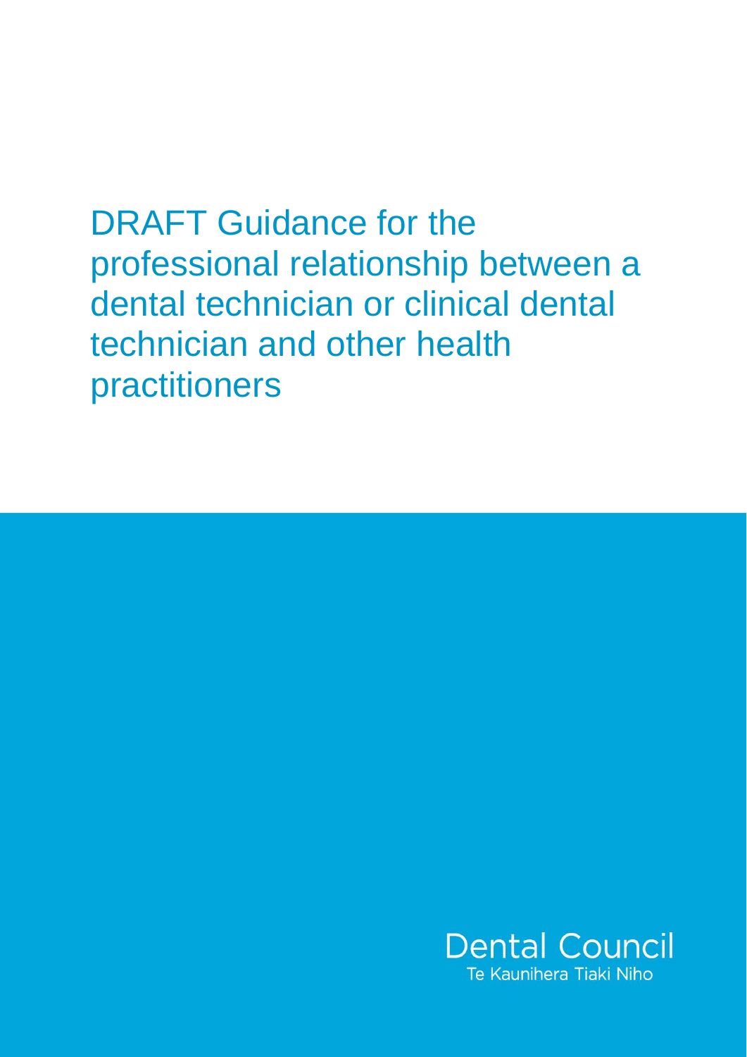# DRAFT Guidance for the professional relationship between a dental technician or clinical dental technician and other health practitioners

Dental Council
Te Kaunihera Tiaki Niho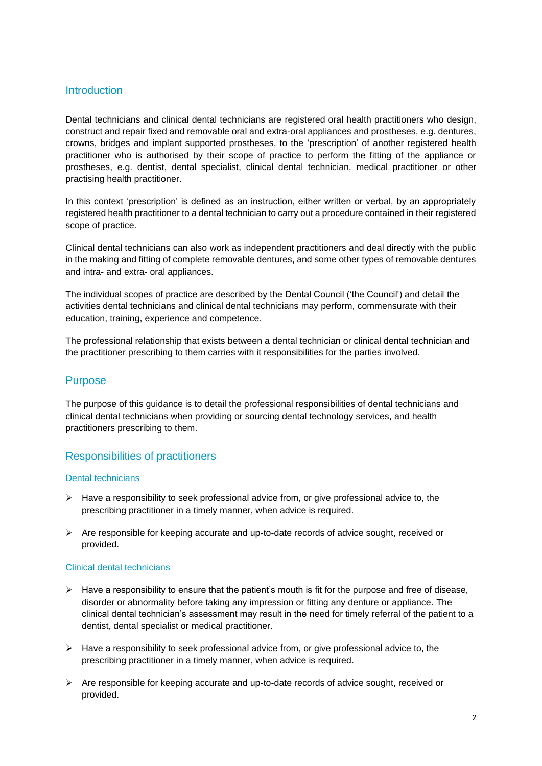## Introduction

Dental technicians and clinical dental technicians are registered oral health practitioners who design, construct and repair fixed and removable oral and extra-oral appliances and prostheses, e.g. dentures, crowns, bridges and implant supported prostheses, to the 'prescription' of another registered health practitioner who is authorised by their scope of practice to perform the fitting of the appliance or prostheses, e.g. dentist, dental specialist, clinical dental technician, medical practitioner or other practising health practitioner.

In this context 'prescription' is defined as an instruction, either written or verbal, by an appropriately registered health practitioner to a dental technician to carry out a procedure contained in their registered scope of practice.

Clinical dental technicians can also work as independent practitioners and deal directly with the public in the making and fitting of complete removable dentures, and some other types of removable dentures and intra- and extra- oral appliances.

The individual scopes of practice are described by the Dental Council ('the Council') and detail the activities dental technicians and clinical dental technicians may perform, commensurate with their education, training, experience and competence.

The professional relationship that exists between a dental technician or clinical dental technician and the practitioner prescribing to them carries with it responsibilities for the parties involved.

## Purpose

The purpose of this guidance is to detail the professional responsibilities of dental technicians and clinical dental technicians when providing or sourcing dental technology services, and health practitioners prescribing to them.

## Responsibilities of practitioners

### Dental technicians

- Have a responsibility to seek professional advice from, or give professional advice to, the prescribing practitioner in a timely manner, when advice is required.
- Are responsible for keeping accurate and up-to-date records of advice sought, received or provided.

### Clinical dental technicians

- Have a responsibility to ensure that the patient's mouth is fit for the purpose and free of disease, disorder or abnormality before taking any impression or fitting any denture or appliance. The clinical dental technician's assessment may result in the need for timely referral of the patient to a dentist, dental specialist or medical practitioner.
- Have a responsibility to seek professional advice from, or give professional advice to, the prescribing practitioner in a timely manner, when advice is required.
- Are responsible for keeping accurate and up-to-date records of advice sought, received or provided.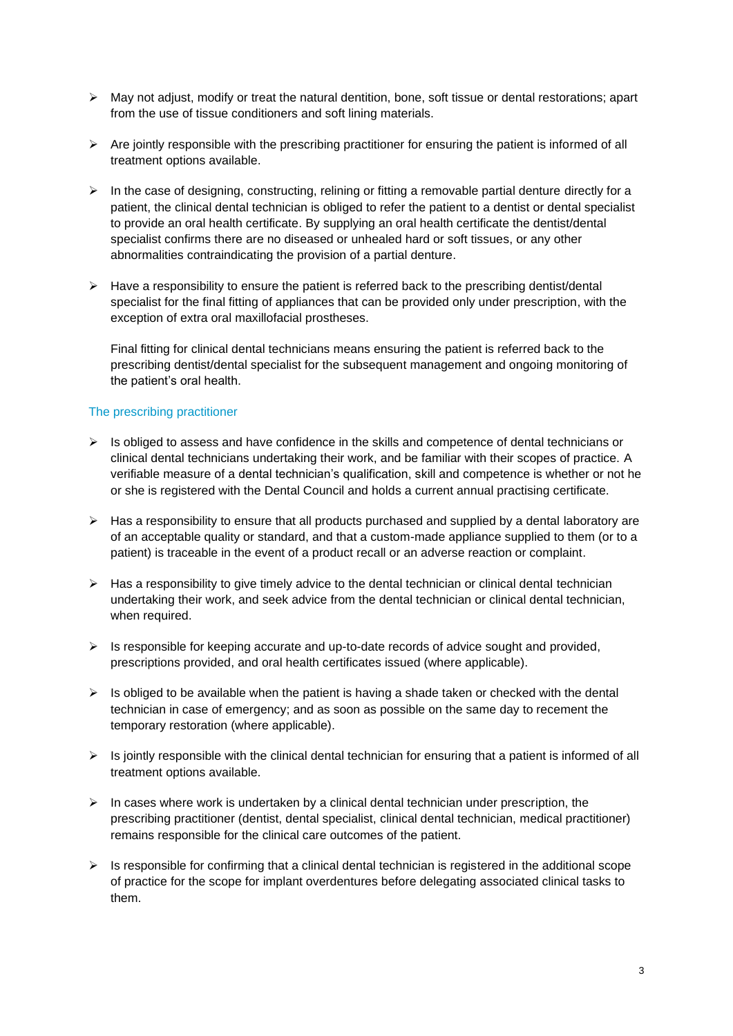- May not adjust, modify or treat the natural dentition, bone, soft tissue or dental restorations; apart from the use of tissue conditioners and soft lining materials.
- Are jointly responsible with the prescribing practitioner for ensuring the patient is informed of all treatment options available.
- In the case of designing, constructing, relining or fitting a removable partial denture directly for a patient, the clinical dental technician is obliged to refer the patient to a dentist or dental specialist to provide an oral health certificate. By supplying an oral health certificate the dentist/dental specialist confirms there are no diseased or unhealed hard or soft tissues, or any other abnormalities contraindicating the provision of a partial denture.
- Have a responsibility to ensure the patient is referred back to the prescribing dentist/dental specialist for the final fitting of appliances that can be provided only under prescription, with the exception of extra oral maxillofacial prostheses.

  Final fitting for clinical dental technicians means ensuring the patient is referred back to the prescribing dentist/dental specialist for the subsequent management and ongoing monitoring of the patient's oral health.

### The prescribing practitioner

- Is obliged to assess and have confidence in the skills and competence of dental technicians or clinical dental technicians undertaking their work, and be familiar with their scopes of practice. A verifiable measure of a dental technician's qualification, skill and competence is whether or not he or she is registered with the Dental Council and holds a current annual practising certificate.
- Has a responsibility to ensure that all products purchased and supplied by a dental laboratory are of an acceptable quality or standard, and that a custom-made appliance supplied to them (or to a patient) is traceable in the event of a product recall or an adverse reaction or complaint.
- Has a responsibility to give timely advice to the dental technician or clinical dental technician undertaking their work, and seek advice from the dental technician or clinical dental technician, when required.
- Is responsible for keeping accurate and up-to-date records of advice sought and provided, prescriptions provided, and oral health certificates issued (where applicable).
- Is obliged to be available when the patient is having a shade taken or checked with the dental technician in case of emergency; and as soon as possible on the same day to recement the temporary restoration (where applicable).
- Is jointly responsible with the clinical dental technician for ensuring that a patient is informed of all treatment options available.
- In cases where work is undertaken by a clinical dental technician under prescription, the prescribing practitioner (dentist, dental specialist, clinical dental technician, medical practitioner) remains responsible for the clinical care outcomes of the patient.
- Is responsible for confirming that a clinical dental technician is registered in the additional scope of practice for the scope for implant overdentures before delegating associated clinical tasks to them.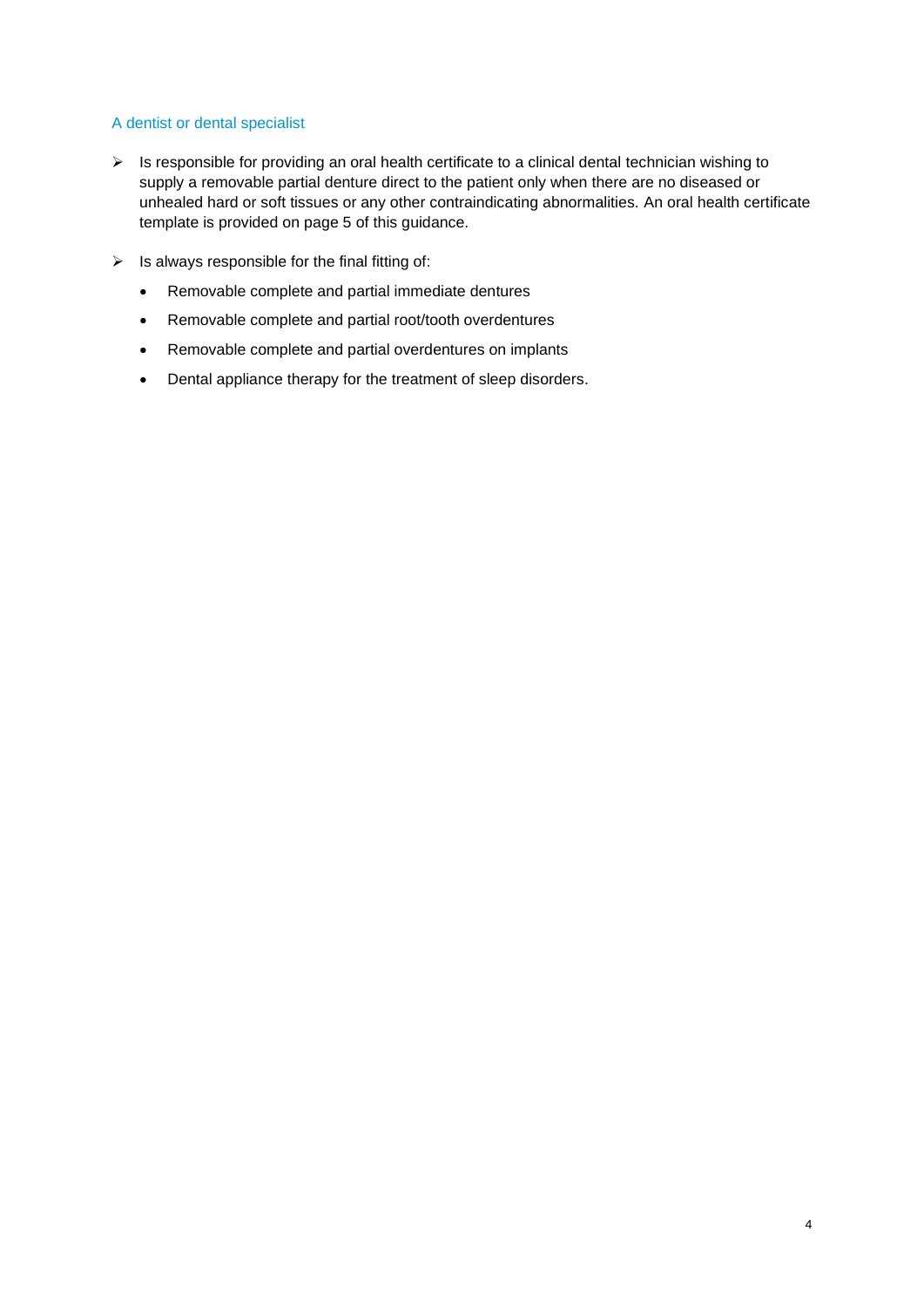### A dentist or dental specialist

- Is responsible for providing an oral health certificate to a clinical dental technician wishing to supply a removable partial denture direct to the patient only when there are no diseased or unhealed hard or soft tissues or any other contraindicating abnormalities. An oral health certificate template is provided on page 5 of this guidance.

- Is always responsible for the final fitting of:
  - Removable complete and partial immediate dentures
  - Removable complete and partial root/tooth overdentures
  - Removable complete and partial overdentures on implants
  - Dental appliance therapy for the treatment of sleep disorders.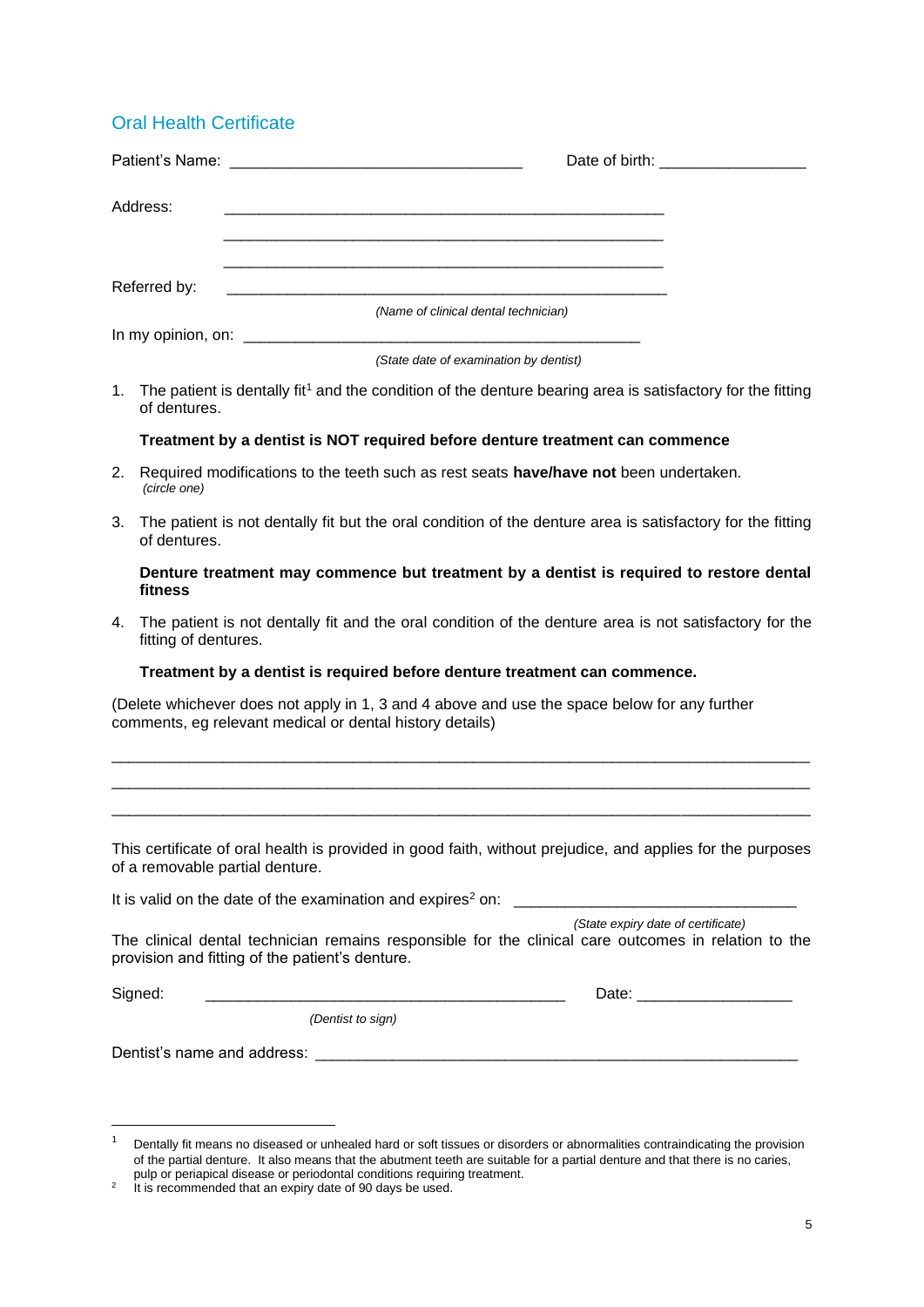## Oral Health Certificate

Patient's Name: ________________________________ Date of birth: ________________

Address: ________________________________________________

________________________________________________

________________________________________________

Referred by: ________________________________________________

*(Name of clinical dental technician)*

In my opinion, on: ____________________________________________

*(State date of examination by dentist)*

1. The patient is dentally fit[1] and the condition of the denture bearing area is satisfactory for the fitting of dentures.

   **Treatment by a dentist is NOT required before denture treatment can commence**

2. Required modifications to the teeth such as rest seats **have/have not** been undertaken.
   *(circle one)*

3. The patient is not dentally fit but the oral condition of the denture area is satisfactory for the fitting of dentures.

   **Denture treatment may commence but treatment by a dentist is required to restore dental fitness**

4. The patient is not dentally fit and the oral condition of the denture area is not satisfactory for the fitting of dentures.

   **Treatment by a dentist is required before denture treatment can commence.**

(Delete whichever does not apply in 1, 3 and 4 above and use the space below for any further comments, eg relevant medical or dental history details)

______________________________________________________________________________

______________________________________________________________________________

______________________________________________________________________________

This certificate of oral health is provided in good faith, without prejudice, and applies for the purposes of a removable partial denture.

It is valid on the date of the examination and expires[2] on: ________________________________

*(State expiry date of certificate)*

The clinical dental technician remains responsible for the clinical care outcomes in relation to the provision and fitting of the patient's denture.

Signed: ________________________________________ Date: _________________

*(Dentist to sign)*

Dentist's name and address: ______________________________________________________

---

[1] Dentally fit means no diseased or unhealed hard or soft tissues or disorders or abnormalities contraindicating the provision of the partial denture. It also means that the abutment teeth are suitable for a partial denture and that there is no caries, pulp or periapical disease or periodontal conditions requiring treatment.

[2] It is recommended that an expiry date of 90 days be used.